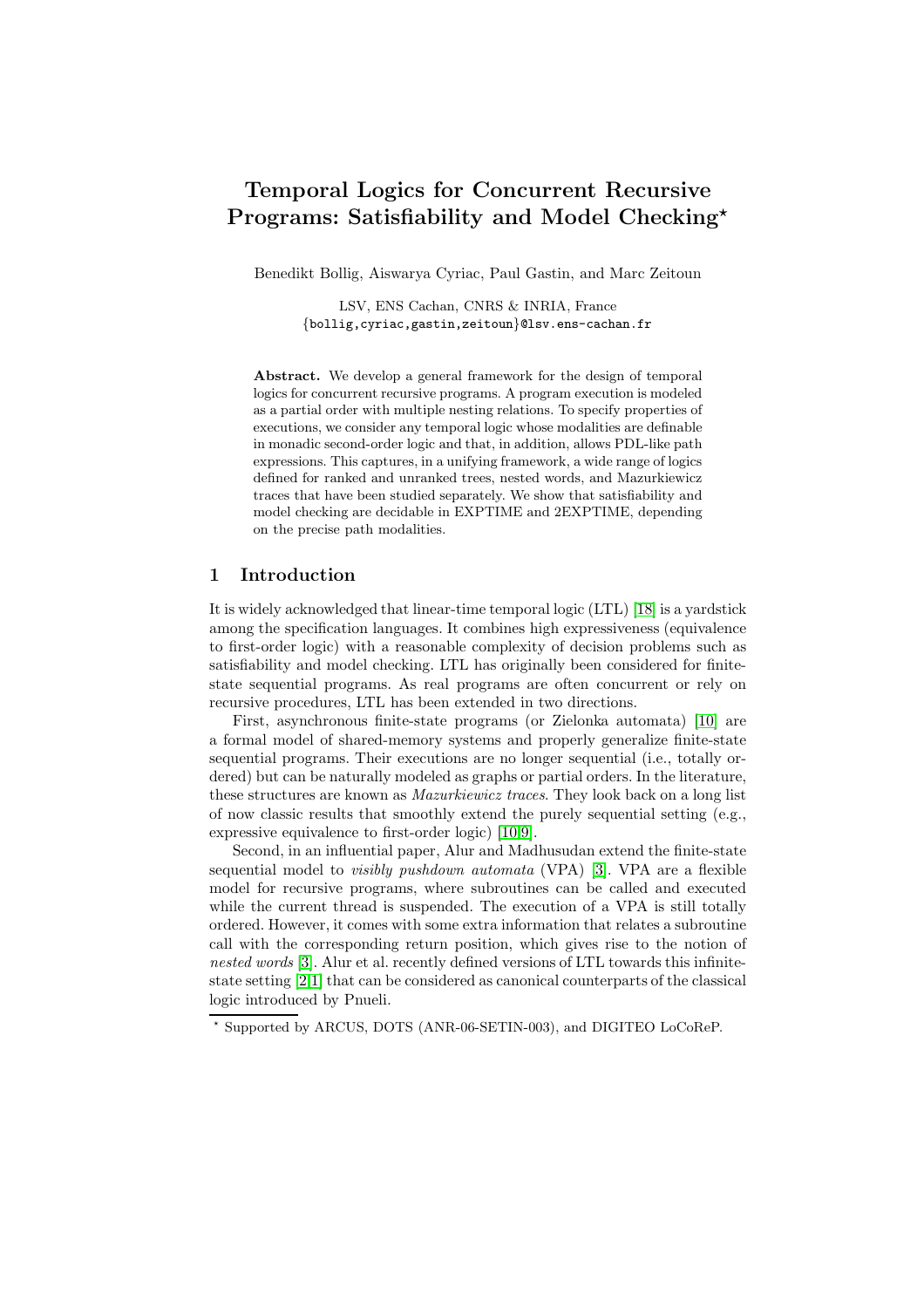# Temporal Logics for Concurrent Recursive Programs: Satisfiability and Model Checking*

Benedikt Bollig, Aiswarya Cyriac, Paul Gastin, and Marc Zeitoun

LSV, ENS Cachan, CNRS & INRIA, France
{bollig,cyriac,gastin,zeitoun}@lsv.ens-cachan.fr

**Abstract.** We develop a general framework for the design of temporal logics for concurrent recursive programs. A program execution is modeled as a partial order with multiple nesting relations. To specify properties of executions, we consider any temporal logic whose modalities are definable in monadic second-order logic and that, in addition, allows PDL-like path expressions. This captures, in a unifying framework, a wide range of logics defined for ranked and unranked trees, nested words, and Mazurkiewicz traces that have been studied separately. We show that satisfiability and model checking are decidable in EXPTIME and 2EXPTIME, depending on the precise path modalities.

## 1 Introduction

It is widely acknowledged that linear-time temporal logic (LTL) [18] is a yardstick among the specification languages. It combines high expressiveness (equivalence to first-order logic) with a reasonable complexity of decision problems such as satisfiability and model checking. LTL has originally been considered for finite-state sequential programs. As real programs are often concurrent or rely on recursive procedures, LTL has been extended in two directions.

First, asynchronous finite-state programs (or Zielonka automata) [10] are a formal model of shared-memory systems and properly generalize finite-state sequential programs. Their executions are no longer sequential (i.e., totally ordered) but can be naturally modeled as graphs or partial orders. In the literature, these structures are known as *Mazurkiewicz traces*. They look back on a long list of now classic results that smoothly extend the purely sequential setting (e.g., expressive equivalence to first-order logic) [10,9].

Second, in an influential paper, Alur and Madhusudan extend the finite-state sequential model to *visibly pushdown automata* (VPA) [3]. VPA are a flexible model for recursive programs, where subroutines can be called and executed while the current thread is suspended. The execution of a VPA is still totally ordered. However, it comes with some extra information that relates a subroutine call with the corresponding return position, which gives rise to the notion of *nested words* [3]. Alur et al. recently defined versions of LTL towards this infinite-state setting [2,1] that can be considered as canonical counterparts of the classical logic introduced by Pnueli.

* Supported by ARCUS, DOTS (ANR-06-SETIN-003), and DIGITEO LoCoReP.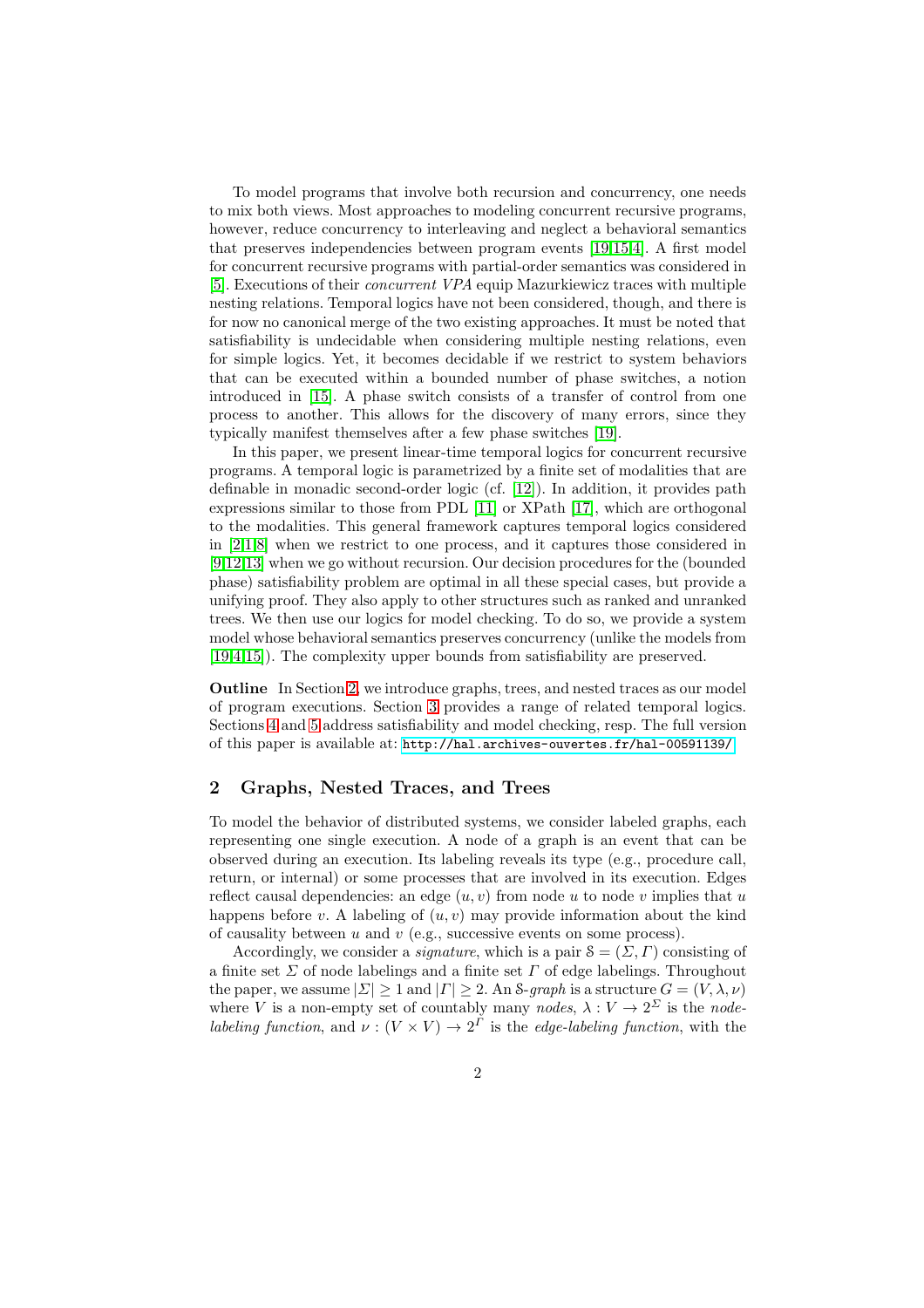To model programs that involve both recursion and concurrency, one needs to mix both views. Most approaches to modeling concurrent recursive programs, however, reduce concurrency to interleaving and neglect a behavioral semantics that preserves independencies between program events [19,15,4]. A first model for concurrent recursive programs with partial-order semantics was considered in [5]. Executions of their *concurrent VPA* equip Mazurkiewicz traces with multiple nesting relations. Temporal logics have not been considered, though, and there is for now no canonical merge of the two existing approaches. It must be noted that satisfiability is undecidable when considering multiple nesting relations, even for simple logics. Yet, it becomes decidable if we restrict to system behaviors that can be executed within a bounded number of phase switches, a notion introduced in [15]. A phase switch consists of a transfer of control from one process to another. This allows for the discovery of many errors, since they typically manifest themselves after a few phase switches [19].

In this paper, we present linear-time temporal logics for concurrent recursive programs. A temporal logic is parametrized by a finite set of modalities that are definable in monadic second-order logic (cf. [12]). In addition, it provides path expressions similar to those from PDL [11] or XPath [17], which are orthogonal to the modalities. This general framework captures temporal logics considered in [2,1,8] when we restrict to one process, and it captures those considered in [9,12,13] when we go without recursion. Our decision procedures for the (bounded phase) satisfiability problem are optimal in all these special cases, but provide a unifying proof. They also apply to other structures such as ranked and unranked trees. We then use our logics for model checking. To do so, we provide a system model whose behavioral semantics preserves concurrency (unlike the models from [19,4,15]). The complexity upper bounds from satisfiability are preserved.

**Outline** In Section 2, we introduce graphs, trees, and nested traces as our model of program executions. Section 3 provides a range of related temporal logics. Sections 4 and 5 address satisfiability and model checking, resp. The full version of this paper is available at: `http://hal.archives-ouvertes.fr/hal-00591139/`

## 2 Graphs, Nested Traces, and Trees

To model the behavior of distributed systems, we consider labeled graphs, each representing one single execution. A node of a graph is an event that can be observed during an execution. Its labeling reveals its type (e.g., procedure call, return, or internal) or some processes that are involved in its execution. Edges reflect causal dependencies: an edge $(u, v)$ from node $u$ to node $v$ implies that $u$ happens before $v$. A labeling of $(u, v)$ may provide information about the kind of causality between $u$ and $v$ (e.g., successive events on some process).

Accordingly, we consider a *signature*, which is a pair $\mathcal{S} = (\Sigma, \Gamma)$ consisting of a finite set $\Sigma$ of node labelings and a finite set $\Gamma$ of edge labelings. Throughout the paper, we assume $|\Sigma| \geq 1$ and $|\Gamma| \geq 2$. An $\mathcal{S}$-*graph* is a structure $G = (V, \lambda, \nu)$ where $V$ is a non-empty set of countably many *nodes*, $\lambda : V \to 2^{\Sigma}$ is the *node-labeling function*, and $\nu : (V \times V) \to 2^{\Gamma}$ is the *edge-labeling function*, with the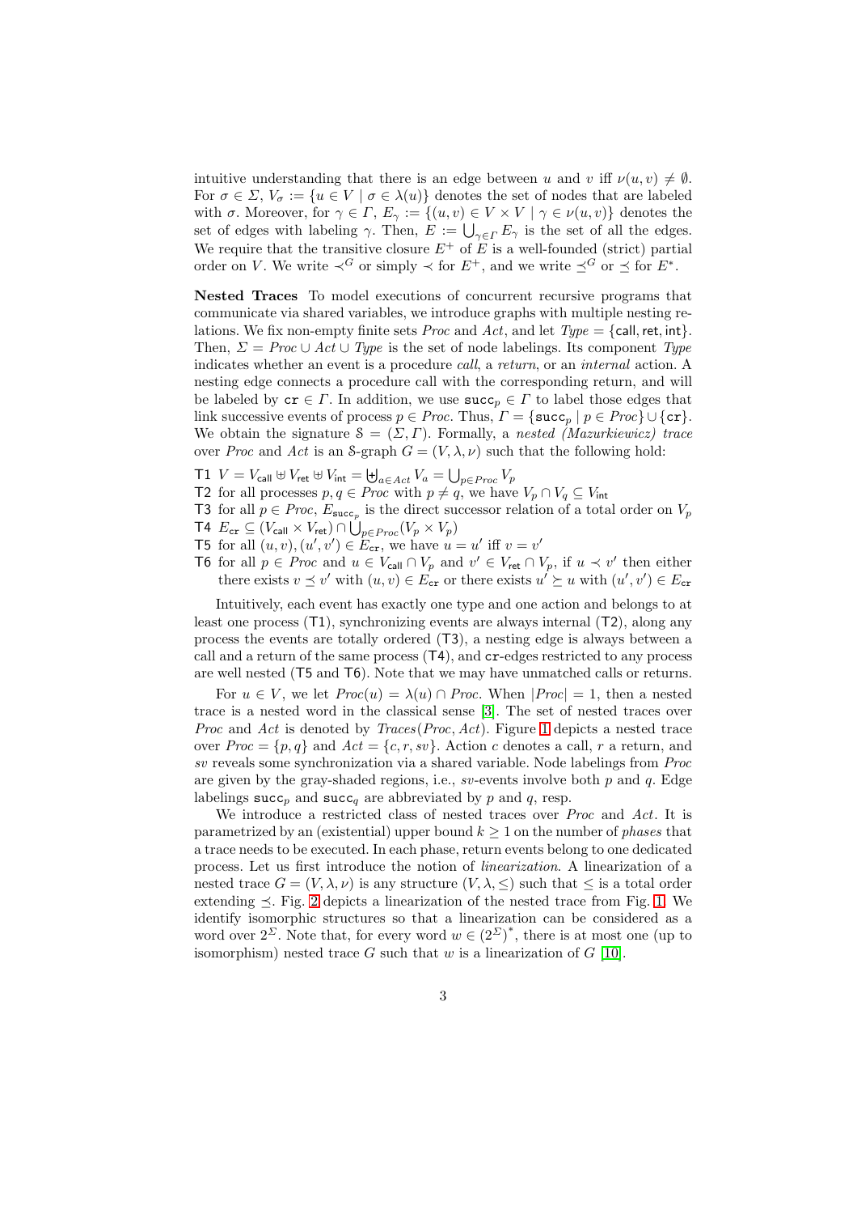intuitive understanding that there is an edge between $u$ and $v$ iff $\nu(u,v) \neq \emptyset$. For $\sigma \in \Sigma$, $V_\sigma := \{u \in V \mid \sigma \in \lambda(u)\}$ denotes the set of nodes that are labeled with $\sigma$. Moreover, for $\gamma \in \Gamma$, $E_\gamma := \{(u,v) \in V \times V \mid \gamma \in \nu(u,v)\}$ denotes the set of edges with labeling $\gamma$. Then, $E := \bigcup_{\gamma \in \Gamma} E_\gamma$ is the set of all the edges. We require that the transitive closure $E^+$ of $E$ is a well-founded (strict) partial order on $V$. We write $\prec^G$ or simply $\prec$ for $E^+$, and we write $\preceq^G$ or $\preceq$ for $E^*$.

**Nested Traces** To model executions of concurrent recursive programs that communicate via shared variables, we introduce graphs with multiple nesting relations. We fix non-empty finite sets *Proc* and *Act*, and let $\mathit{Type} = \{\mathsf{call}, \mathsf{ret}, \mathsf{int}\}$. Then, $\Sigma = \mathit{Proc} \cup \mathit{Act} \cup \mathit{Type}$ is the set of node labelings. Its component *Type* indicates whether an event is a procedure *call*, a *return*, or an *internal* action. A nesting edge connects a procedure call with the corresponding return, and will be labeled by $\mathtt{cr} \in \Gamma$. In addition, we use $\mathtt{succ}_p \in \Gamma$ to label those edges that link successive events of process $p \in \mathit{Proc}$. Thus, $\Gamma = \{\mathtt{succ}_p \mid p \in \mathit{Proc}\} \cup \{\mathtt{cr}\}$. We obtain the signature $\mathcal{S} = (\Sigma, \Gamma)$. Formally, a *nested (Mazurkiewicz) trace* over *Proc* and *Act* is an $\mathcal{S}$-graph $G = (V, \lambda, \nu)$ such that the following hold:

- T1 $V = V_{\mathsf{call}} \uplus V_{\mathsf{ret}} \uplus V_{\mathsf{int}} = \biguplus_{a \in \mathit{Act}} V_a = \bigcup_{p \in \mathit{Proc}} V_p$
- T2 for all processes $p, q \in \mathit{Proc}$ with $p \neq q$, we have $V_p \cap V_q \subseteq V_{\mathsf{int}}$
- T3 for all $p \in \mathit{Proc}$, $E_{\mathtt{succ}_p}$ is the direct successor relation of a total order on $V_p$
- T4 $E_{\mathtt{cr}} \subseteq (V_{\mathsf{call}} \times V_{\mathsf{ret}}) \cap \bigcup_{p \in \mathit{Proc}} (V_p \times V_p)$
- T5 for all $(u,v), (u',v') \in E_{\mathtt{cr}}$, we have $u = u'$ iff $v = v'$
- T6 for all $p \in \mathit{Proc}$ and $u \in V_{\mathsf{call}} \cap V_p$ and $v' \in V_{\mathsf{ret}} \cap V_p$, if $u \prec v'$ then either there exists $v \preceq v'$ with $(u,v) \in E_{\mathtt{cr}}$ or there exists $u' \succeq u$ with $(u',v') \in E_{\mathtt{cr}}$

Intuitively, each event has exactly one type and one action and belongs to at least one process (T1), synchronizing events are always internal (T2), along any process the events are totally ordered (T3), a nesting edge is always between a call and a return of the same process (T4), and $\mathtt{cr}$-edges restricted to any process are well nested (T5 and T6). Note that we may have unmatched calls or returns.

For $u \in V$, we let $\mathit{Proc}(u) = \lambda(u) \cap \mathit{Proc}$. When $|\mathit{Proc}| = 1$, then a nested trace is a nested word in the classical sense [3]. The set of nested traces over *Proc* and *Act* is denoted by $\mathit{Traces}(\mathit{Proc}, \mathit{Act})$. Figure 1 depicts a nested trace over $\mathit{Proc} = \{p, q\}$ and $\mathit{Act} = \{c, r, sv\}$. Action $c$ denotes a call, $r$ a return, and $sv$ reveals some synchronization via a shared variable. Node labelings from *Proc* are given by the gray-shaded regions, i.e., $sv$-events involve both $p$ and $q$. Edge labelings $\mathtt{succ}_p$ and $\mathtt{succ}_q$ are abbreviated by $p$ and $q$, resp.

We introduce a restricted class of nested traces over *Proc* and *Act*. It is parametrized by an (existential) upper bound $k \geq 1$ on the number of *phases* that a trace needs to be executed. In each phase, return events belong to one dedicated process. Let us first introduce the notion of *linearization*. A linearization of a nested trace $G = (V, \lambda, \nu)$ is any structure $(V, \lambda, \leq)$ such that $\leq$ is a total order extending $\preceq$. Fig. 2 depicts a linearization of the nested trace from Fig. 1. We identify isomorphic structures so that a linearization can be considered as a word over $2^\Sigma$. Note that, for every word $w \in (2^\Sigma)^*$, there is at most one (up to isomorphism) nested trace $G$ such that $w$ is a linearization of $G$ [10].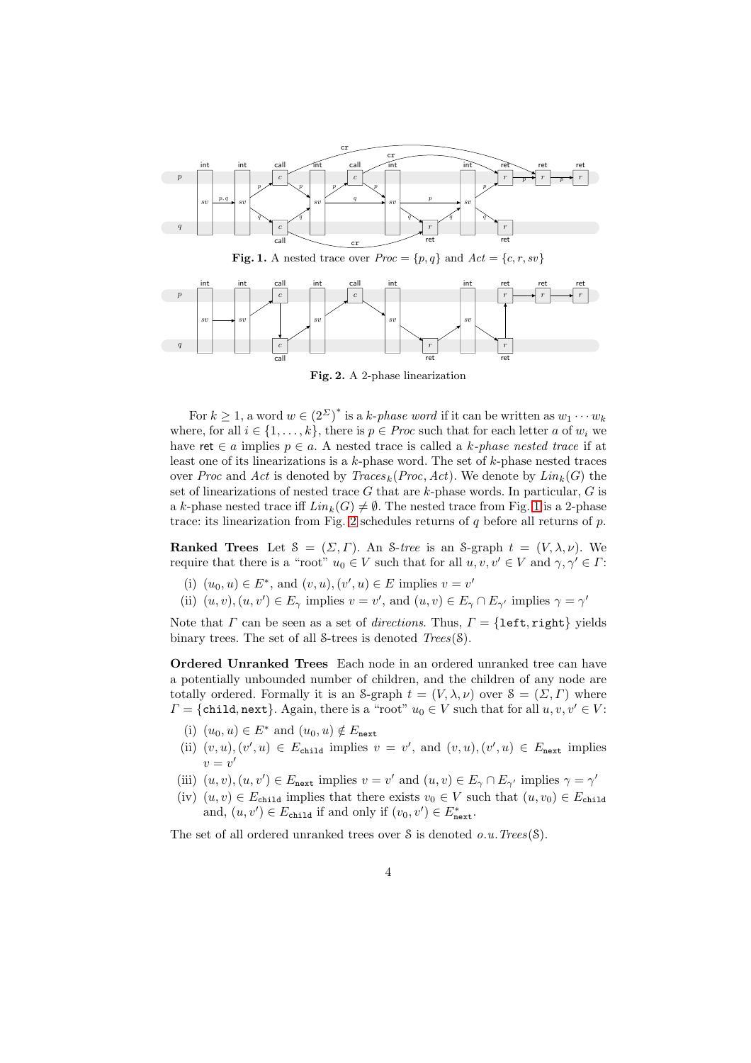**Fig. 1.** A nested trace over $Proc = \{p, q\}$ and $Act = \{c, r, sv\}$

**Fig. 2.** A 2-phase linearization

For $k \geq 1$, a word $w \in (2^{\Sigma})^*$ is a *k-phase word* if it can be written as $w_1 \cdots w_k$ where, for all $i \in \{1, \ldots, k\}$, there is $p \in Proc$ such that for each letter $a$ of $w_i$ we have $\mathsf{ret} \in a$ implies $p \in a$. A nested trace is called a *k-phase nested trace* if at least one of its linearizations is a $k$-phase word. The set of $k$-phase nested traces over $Proc$ and $Act$ is denoted by $Traces_k(Proc, Act)$. We denote by $Lin_k(G)$ the set of linearizations of nested trace $G$ that are $k$-phase words. In particular, $G$ is a $k$-phase nested trace iff $Lin_k(G) \neq \emptyset$. The nested trace from Fig. 1 is a 2-phase trace: its linearization from Fig. 2 schedules returns of $q$ before all returns of $p$.

**Ranked Trees** Let $\mathcal{S} = (\Sigma, \Gamma)$. An $\mathcal{S}$*-tree* is an $\mathcal{S}$-graph $t = (V, \lambda, \nu)$. We require that there is a "root" $u_0 \in V$ such that for all $u, v, v' \in V$ and $\gamma, \gamma' \in \Gamma$:

(i) $(u_0, u) \in E^*$, and $(v, u), (v', u) \in E$ implies $v = v'$

(ii) $(u, v), (u, v') \in E_\gamma$ implies $v = v'$, and $(u, v) \in E_\gamma \cap E_{\gamma'}$ implies $\gamma = \gamma'$

Note that $\Gamma$ can be seen as a set of *directions*. Thus, $\Gamma = \{\mathtt{left}, \mathtt{right}\}$ yields binary trees. The set of all $\mathcal{S}$-trees is denoted $Trees(\mathcal{S})$.

**Ordered Unranked Trees** Each node in an ordered unranked tree can have a potentially unbounded number of children, and the children of any node are totally ordered. Formally it is an $\mathcal{S}$-graph $t = (V, \lambda, \nu)$ over $\mathcal{S} = (\Sigma, \Gamma)$ where $\Gamma = \{\mathtt{child}, \mathtt{next}\}$. Again, there is a "root" $u_0 \in V$ such that for all $u, v, v' \in V$:

(i) $(u_0, u) \in E^*$ and $(u_0, u) \notin E_{\mathtt{next}}$

(ii) $(v, u), (v', u) \in E_{\mathtt{child}}$ implies $v = v'$, and $(v, u), (v', u) \in E_{\mathtt{next}}$ implies $v = v'$

(iii) $(u, v), (u, v') \in E_{\mathtt{next}}$ implies $v = v'$ and $(u, v) \in E_\gamma \cap E_{\gamma'}$ implies $\gamma = \gamma'$

(iv) $(u, v) \in E_{\mathtt{child}}$ implies that there exists $v_0 \in V$ such that $(u, v_0) \in E_{\mathtt{child}}$ and, $(u, v') \in E_{\mathtt{child}}$ if and only if $(v_0, v') \in E^*_{\mathtt{next}}$.

The set of all ordered unranked trees over $\mathcal{S}$ is denoted $o.u.Trees(\mathcal{S})$.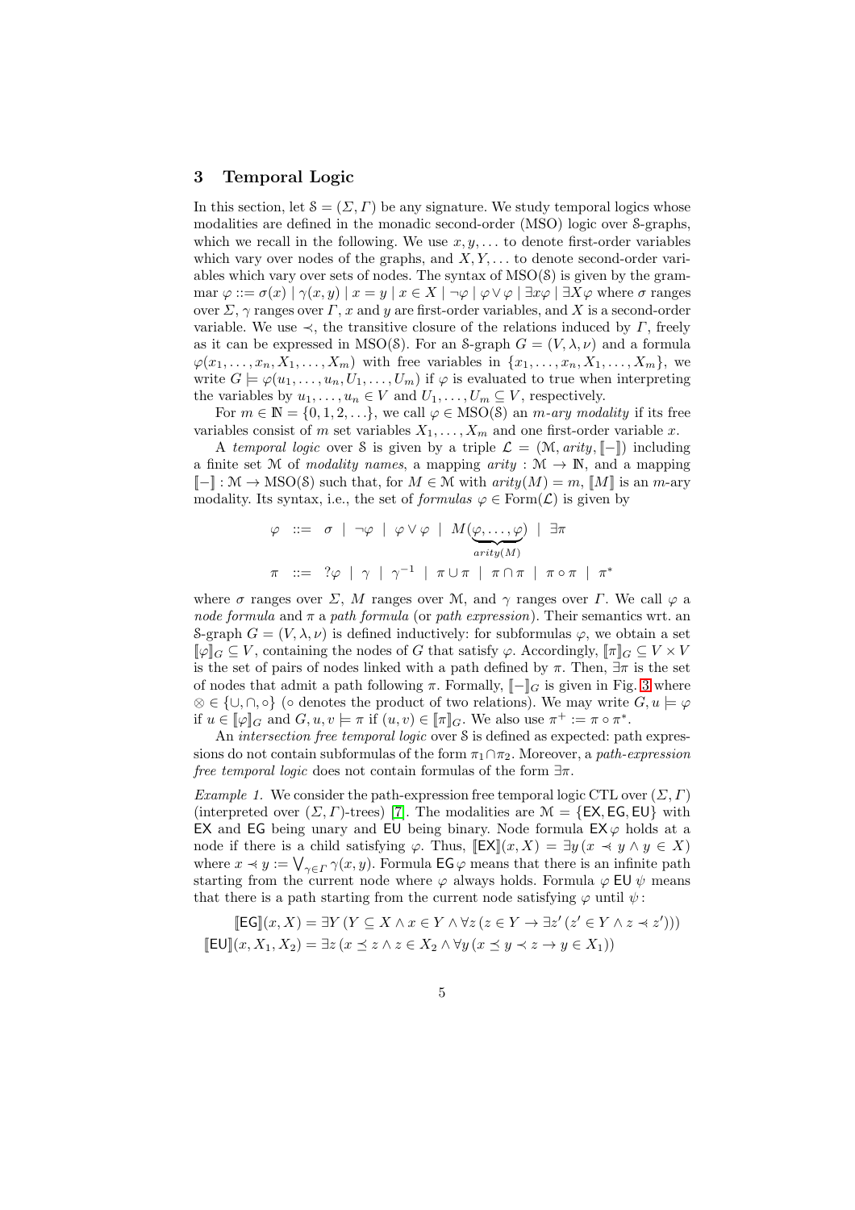## 3 Temporal Logic

In this section, let $\mathcal{S} = (\Sigma, \Gamma)$ be any signature. We study temporal logics whose modalities are defined in the monadic second-order (MSO) logic over $\mathcal{S}$-graphs, which we recall in the following. We use $x, y, \ldots$ to denote first-order variables which vary over nodes of the graphs, and $X, Y, \ldots$ to denote second-order variables which vary over sets of nodes. The syntax of MSO($\mathcal{S}$) is given by the grammar $\varphi ::= \sigma(x) \mid \gamma(x, y) \mid x = y \mid x \in X \mid \neg\varphi \mid \varphi \vee \varphi \mid \exists x\varphi \mid \exists X\varphi$ where $\sigma$ ranges over $\Sigma$, $\gamma$ ranges over $\Gamma$, $x$ and $y$ are first-order variables, and $X$ is a second-order variable. We use $\prec$, the transitive closure of the relations induced by $\Gamma$, freely as it can be expressed in MSO($\mathcal{S}$). For an $\mathcal{S}$-graph $G = (V, \lambda, \nu)$ and a formula $\varphi(x_1, \ldots, x_n, X_1, \ldots, X_m)$ with free variables in $\{x_1, \ldots, x_n, X_1, \ldots, X_m\}$, we write $G \models \varphi(u_1, \ldots, u_n, U_1, \ldots, U_m)$ if $\varphi$ is evaluated to true when interpreting the variables by $u_1, \ldots, u_n \in V$ and $U_1, \ldots, U_m \subseteq V$, respectively.

For $m \in \mathbb{N} = \{0, 1, 2, \ldots\}$, we call $\varphi \in$ MSO($\mathcal{S}$) an *m-ary modality* if its free variables consist of $m$ set variables $X_1, \ldots, X_m$ and one first-order variable $x$.

A *temporal logic* over $\mathcal{S}$ is given by a triple $\mathcal{L} = (\mathcal{M}, \mathit{arity}, [\![-]\!])$ including a finite set $\mathcal{M}$ of *modality names*, a mapping $\mathit{arity} : \mathcal{M} \to \mathbb{N}$, and a mapping $[\![-]\!] : \mathcal{M} \to$ MSO($\mathcal{S}$) such that, for $M \in \mathcal{M}$ with $\mathit{arity}(M) = m$, $[\![M]\!]$ is an $m$-ary modality. Its syntax, i.e., the set of *formulas* $\varphi \in$ Form($\mathcal{L}$) is given by

$$\varphi \ ::= \ \sigma \ \mid \ \neg\varphi \ \mid \ \varphi \vee \varphi \ \mid \ M(\underbrace{\varphi, \ldots, \varphi}_{\mathit{arity}(M)}) \ \mid \ \exists\pi$$

$$\pi \ ::= \ ?\varphi \ \mid \ \gamma \ \mid \ \gamma^{-1} \ \mid \ \pi \cup \pi \ \mid \ \pi \cap \pi \ \mid \ \pi \circ \pi \ \mid \ \pi^*$$

where $\sigma$ ranges over $\Sigma$, $M$ ranges over $\mathcal{M}$, and $\gamma$ ranges over $\Gamma$. We call $\varphi$ a *node formula* and $\pi$ a *path formula* (or *path expression*). Their semantics wrt. an $\mathcal{S}$-graph $G = (V, \lambda, \nu)$ is defined inductively: for subformulas $\varphi$, we obtain a set $[\![\varphi]\!]_G \subseteq V$, containing the nodes of $G$ that satisfy $\varphi$. Accordingly, $[\![\pi]\!]_G \subseteq V \times V$ is the set of pairs of nodes linked with a path defined by $\pi$. Then, $\exists\pi$ is the set of nodes that admit a path following $\pi$. Formally, $[\![-]\!]_G$ is given in Fig. 3 where $\otimes \in \{\cup, \cap, \circ\}$ ($\circ$ denotes the product of two relations). We may write $G, u \models \varphi$ if $u \in [\![\varphi]\!]_G$ and $G, u, v \models \pi$ if $(u, v) \in [\![\pi]\!]_G$. We also use $\pi^+ := \pi \circ \pi^*$.

An *intersection free temporal logic* over $\mathcal{S}$ is defined as expected: path expressions do not contain subformulas of the form $\pi_1 \cap \pi_2$. Moreover, a *path-expression free temporal logic* does not contain formulas of the form $\exists\pi$.

*Example 1.* We consider the path-expression free temporal logic CTL over $(\Sigma, \Gamma)$ (interpreted over $(\Sigma, \Gamma)$-trees) [7]. The modalities are $\mathcal{M} = \{\mathsf{EX}, \mathsf{EG}, \mathsf{EU}\}$ with $\mathsf{EX}$ and $\mathsf{EG}$ being unary and $\mathsf{EU}$ being binary. Node formula $\mathsf{EX}\,\varphi$ holds at a node if there is a child satisfying $\varphi$. Thus, $[\![\mathsf{EX}]\!](x, X) = \exists y\,(x \prec\!\!\!\cdot\; y \wedge y \in X)$ where $x \prec\!\!\!\cdot\; y := \bigvee_{\gamma \in \Gamma} \gamma(x, y)$. Formula $\mathsf{EG}\,\varphi$ means that there is an infinite path starting from the current node where $\varphi$ always holds. Formula $\varphi\;\mathsf{EU}\;\psi$ means that there is a path starting from the current node satisfying $\varphi$ until $\psi$:

$$[\![\mathsf{EG}]\!](x, X) = \exists Y\,(Y \subseteq X \wedge x \in Y \wedge \forall z\,(z \in Y \to \exists z'\,(z' \in Y \wedge z \prec\!\!\!\cdot\; z')))$$

$$[\![\mathsf{EU}]\!](x, X_1, X_2) = \exists z\,(x \preceq z \wedge z \in X_2 \wedge \forall y\,(x \preceq y \prec z \to y \in X_1))$$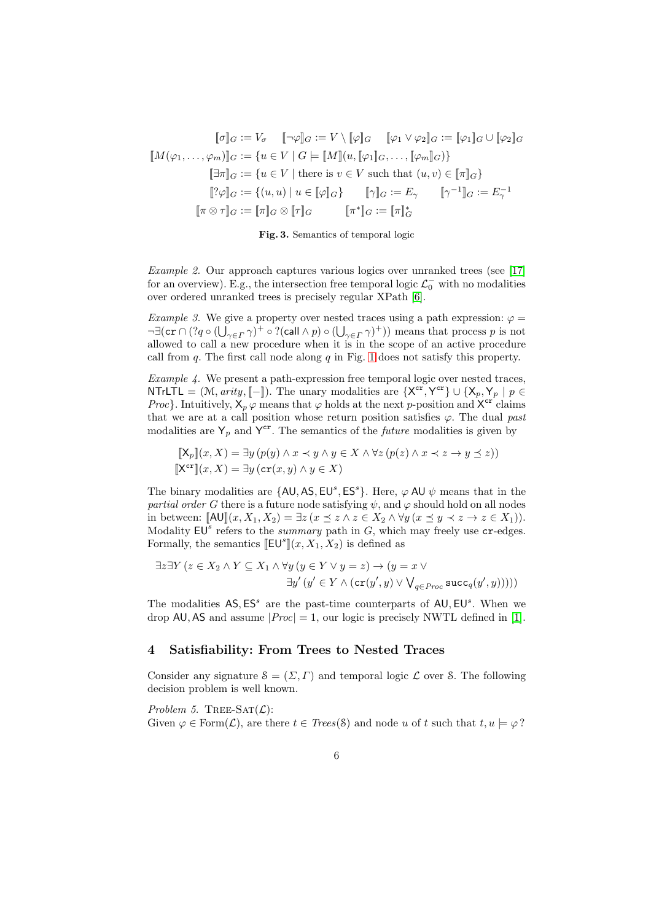$$[\![\sigma]\!]_G := V_\sigma \quad [\![\neg\varphi]\!]_G := V \setminus [\![\varphi]\!]_G \quad [\![\varphi_1 \vee \varphi_2]\!]_G := [\![\varphi_1]\!]_G \cup [\![\varphi_2]\!]_G$$

$$[\![M(\varphi_1,\ldots,\varphi_m)]\!]_G := \{u \in V \mid G \models [\![M]\!](u, [\![\varphi_1]\!]_G, \ldots, [\![\varphi_m]\!]_G)\}$$

$$[\![\exists\pi]\!]_G := \{u \in V \mid \text{there is } v \in V \text{ such that } (u,v) \in [\![\pi]\!]_G\}$$

$$[\![?\varphi]\!]_G := \{(u,u) \mid u \in [\![\varphi]\!]_G\} \qquad [\![\gamma]\!]_G := E_\gamma \qquad [\![\gamma^{-1}]\!]_G := E_\gamma^{-1}$$

$$[\![\pi \otimes \tau]\!]_G := [\![\pi]\!]_G \otimes [\![\tau]\!]_G \qquad [\![\pi^*]\!]_G := [\![\pi]\!]_G^*$$

**Fig. 3.** Semantics of temporal logic

*Example 2.* Our approach captures various logics over unranked trees (see [17] for an overview). E.g., the intersection free temporal logic $\mathcal{L}_0^-$ with no modalities over ordered unranked trees is precisely regular XPath [6].

*Example 3.* We give a property over nested traces using a path expression: $\varphi = \neg\exists(\mathtt{cr} \cap (?q \circ (\bigcup_{\gamma\in\Gamma}\gamma)^+ \circ ?(\mathsf{call} \wedge p) \circ (\bigcup_{\gamma\in\Gamma}\gamma)^+))$ means that process $p$ is not allowed to call a new procedure when it is in the scope of an active procedure call from $q$. The first call node along $q$ in Fig. 1 does not satisfy this property.

*Example 4.* We present a path-expression free temporal logic over nested traces, $\mathsf{NTrLTL} = (\mathcal{M}, \mathit{arity}, [\![-]\!])$. The unary modalities are $\{\mathsf{X}^{\mathtt{cr}}, \mathsf{Y}^{\mathtt{cr}}\} \cup \{\mathsf{X}_p, \mathsf{Y}_p \mid p \in \mathit{Proc}\}$. Intuitively, $\mathsf{X}_p\,\varphi$ means that $\varphi$ holds at the next $p$-position and $\mathsf{X}^{\mathtt{cr}}$ claims that we are at a call position whose return position satisfies $\varphi$. The dual *past* modalities are $\mathsf{Y}_p$ and $\mathsf{Y}^{\mathtt{cr}}$. The semantics of the *future* modalities is given by

$$[\![\mathsf{X}_p]\!](x,X) = \exists y\,(p(y) \wedge x \prec y \wedge y \in X \wedge \forall z\,(p(z) \wedge x \prec z \rightarrow y \preceq z))$$
$$[\![\mathsf{X}^{\mathtt{cr}}]\!](x,X) = \exists y\,(\mathtt{cr}(x,y) \wedge y \in X)$$

The binary modalities are $\{\mathsf{AU}, \mathsf{AS}, \mathsf{EU}^s, \mathsf{ES}^s\}$. Here, $\varphi\,\mathsf{AU}\,\psi$ means that in the *partial order* $G$ there is a future node satisfying $\psi$, and $\varphi$ should hold on all nodes in between: $[\![\mathsf{AU}]\!](x, X_1, X_2) = \exists z\,(x \preceq z \wedge z \in X_2 \wedge \forall y\,(x \preceq y \prec z \rightarrow z \in X_1))$. Modality $\mathsf{EU}^s$ refers to the *summary* path in $G$, which may freely use $\mathtt{cr}$-edges. Formally, the semantics $[\![\mathsf{EU}^s]\!](x, X_1, X_2)$ is defined as

$$\exists z \exists Y\,(z \in X_2 \wedge Y \subseteq X_1 \wedge \forall y\,(y \in Y \vee y = z) \rightarrow (y = x \vee \exists y'\,(y' \in Y \wedge (\mathtt{cr}(y',y) \vee \textstyle\bigvee_{q\in\mathit{Proc}} \mathtt{succ}_q(y',y))))))$$

The modalities $\mathsf{AS}, \mathsf{ES}^s$ are the past-time counterparts of $\mathsf{AU}, \mathsf{EU}^s$. When we drop $\mathsf{AU}, \mathsf{AS}$ and assume $|\mathit{Proc}| = 1$, our logic is precisely NWTL defined in [1].

## 4 Satisfiability: From Trees to Nested Traces

Consider any signature $\mathcal{S} = (\Sigma, \Gamma)$ and temporal logic $\mathcal{L}$ over $\mathcal{S}$. The following decision problem is well known.

*Problem 5.* TREE-SAT($\mathcal{L}$):
Given $\varphi \in \mathrm{Form}(\mathcal{L})$, are there $t \in \mathit{Trees}(\mathcal{S})$ and node $u$ of $t$ such that $t, u \models \varphi$?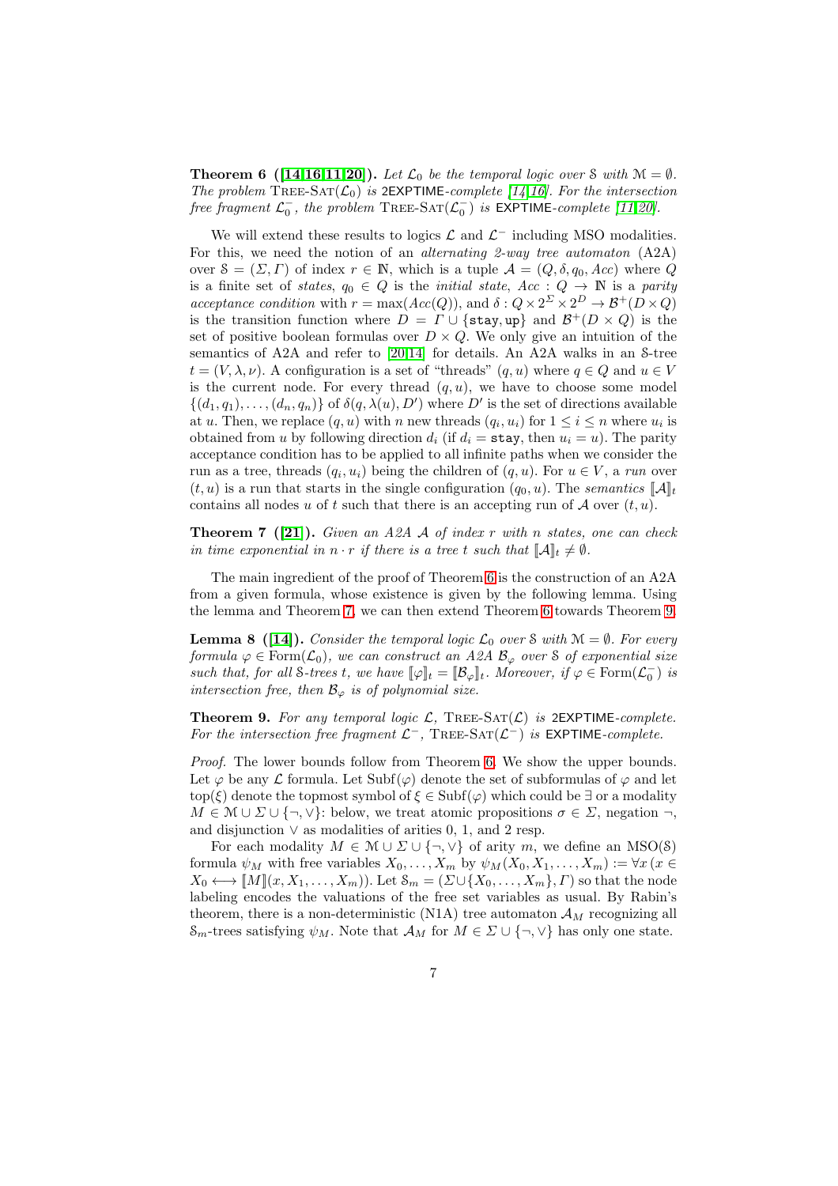**Theorem 6 ([14,16,11,20]).** *Let $\mathcal{L}_0$ be the temporal logic over $\mathbb{S}$ with $\mathcal{M} = \emptyset$. The problem* Tree-Sat($\mathcal{L}_0$) *is* 2EXPTIME*-complete [14,16]. For the intersection free fragment $\mathcal{L}_0^-$, the problem* Tree-Sat($\mathcal{L}_0^-$) *is* EXPTIME*-complete [11,20].*

We will extend these results to logics $\mathcal{L}$ and $\mathcal{L}^-$ including MSO modalities. For this, we need the notion of an *alternating 2-way tree automaton* (A2A) over $\mathbb{S} = (\Sigma, \Gamma)$ of index $r \in \mathbb{N}$, which is a tuple $\mathcal{A} = (Q, \delta, q_0, Acc)$ where $Q$ is a finite set of *states*, $q_0 \in Q$ is the *initial state*, $Acc : Q \to \mathbb{N}$ is a *parity acceptance condition* with $r = \max(Acc(Q))$, and $\delta : Q \times 2^\Sigma \times 2^D \to \mathcal{B}^+(D \times Q)$ is the transition function where $D = \Gamma \cup \{\texttt{stay}, \texttt{up}\}$ and $\mathcal{B}^+(D \times Q)$ is the set of positive boolean formulas over $D \times Q$. We only give an intuition of the semantics of A2A and refer to [20,14] for details. An A2A walks in an $\mathbb{S}$-tree $t = (V, \lambda, \nu)$. A configuration is a set of "threads" $(q, u)$ where $q \in Q$ and $u \in V$ is the current node. For every thread $(q, u)$, we have to choose some model $\{(d_1, q_1), \ldots, (d_n, q_n)\}$ of $\delta(q, \lambda(u), D')$ where $D'$ is the set of directions available at $u$. Then, we replace $(q, u)$ with $n$ new threads $(q_i, u_i)$ for $1 \le i \le n$ where $u_i$ is obtained from $u$ by following direction $d_i$ (if $d_i = \texttt{stay}$, then $u_i = u$). The parity acceptance condition has to be applied to all infinite paths when we consider the run as a tree, threads $(q_i, u_i)$ being the children of $(q, u)$. For $u \in V$, a *run* over $(t, u)$ is a run that starts in the single configuration $(q_0, u)$. The *semantics* $[\![\mathcal{A}]\!]_t$ contains all nodes $u$ of $t$ such that there is an accepting run of $\mathcal{A}$ over $(t, u)$.

**Theorem 7 ([21]).** *Given an A2A $\mathcal{A}$ of index $r$ with $n$ states, one can check in time exponential in $n \cdot r$ if there is a tree $t$ such that $[\![\mathcal{A}]\!]_t \neq \emptyset$.*

The main ingredient of the proof of Theorem 6 is the construction of an A2A from a given formula, whose existence is given by the following lemma. Using the lemma and Theorem 7, we can then extend Theorem 6 towards Theorem 9.

**Lemma 8 ([14]).** *Consider the temporal logic $\mathcal{L}_0$ over $\mathbb{S}$ with $\mathcal{M} = \emptyset$. For every formula $\varphi \in \mathrm{Form}(\mathcal{L}_0)$, we can construct an A2A $\mathcal{B}_\varphi$ over $\mathbb{S}$ of exponential size such that, for all $\mathbb{S}$-trees $t$, we have $[\![\varphi]\!]_t = [\![\mathcal{B}_\varphi]\!]_t$. Moreover, if $\varphi \in \mathrm{Form}(\mathcal{L}_0^-)$ is intersection free, then $\mathcal{B}_\varphi$ is of polynomial size.*

**Theorem 9.** *For any temporal logic $\mathcal{L}$,* Tree-Sat($\mathcal{L}$) *is* 2EXPTIME*-complete. For the intersection free fragment $\mathcal{L}^-$,* Tree-Sat($\mathcal{L}^-$) *is* EXPTIME*-complete.*

*Proof.* The lower bounds follow from Theorem 6. We show the upper bounds. Let $\varphi$ be any $\mathcal{L}$ formula. Let $\mathrm{Subf}(\varphi)$ denote the set of subformulas of $\varphi$ and let $\mathrm{top}(\xi)$ denote the topmost symbol of $\xi \in \mathrm{Subf}(\varphi)$ which could be $\exists$ or a modality $M \in \mathcal{M} \cup \Sigma \cup \{\neg, \vee\}$: below, we treat atomic propositions $\sigma \in \Sigma$, negation $\neg$, and disjunction $\vee$ as modalities of arities 0, 1, and 2 resp.

For each modality $M \in \mathcal{M} \cup \Sigma \cup \{\neg, \vee\}$ of arity $m$, we define an MSO($\mathbb{S}$) formula $\psi_M$ with free variables $X_0, X_1, \ldots, X_m$ by $\psi_M(X_0, X_1, \ldots, X_m) := \forall x\, (x \in X_0 \longleftrightarrow [\![M]\!](x, X_1, \ldots, X_m))$. Let $\mathbb{S}_m = (\Sigma \cup \{X_0, \ldots, X_m\}, \Gamma)$ so that the node labeling encodes the valuations of the free set variables as usual. By Rabin's theorem, there is a non-deterministic (N1A) tree automaton $\mathcal{A}_M$ recognizing all $\mathbb{S}_m$-trees satisfying $\psi_M$. Note that $\mathcal{A}_M$ for $M \in \Sigma \cup \{\neg, \vee\}$ has only one state.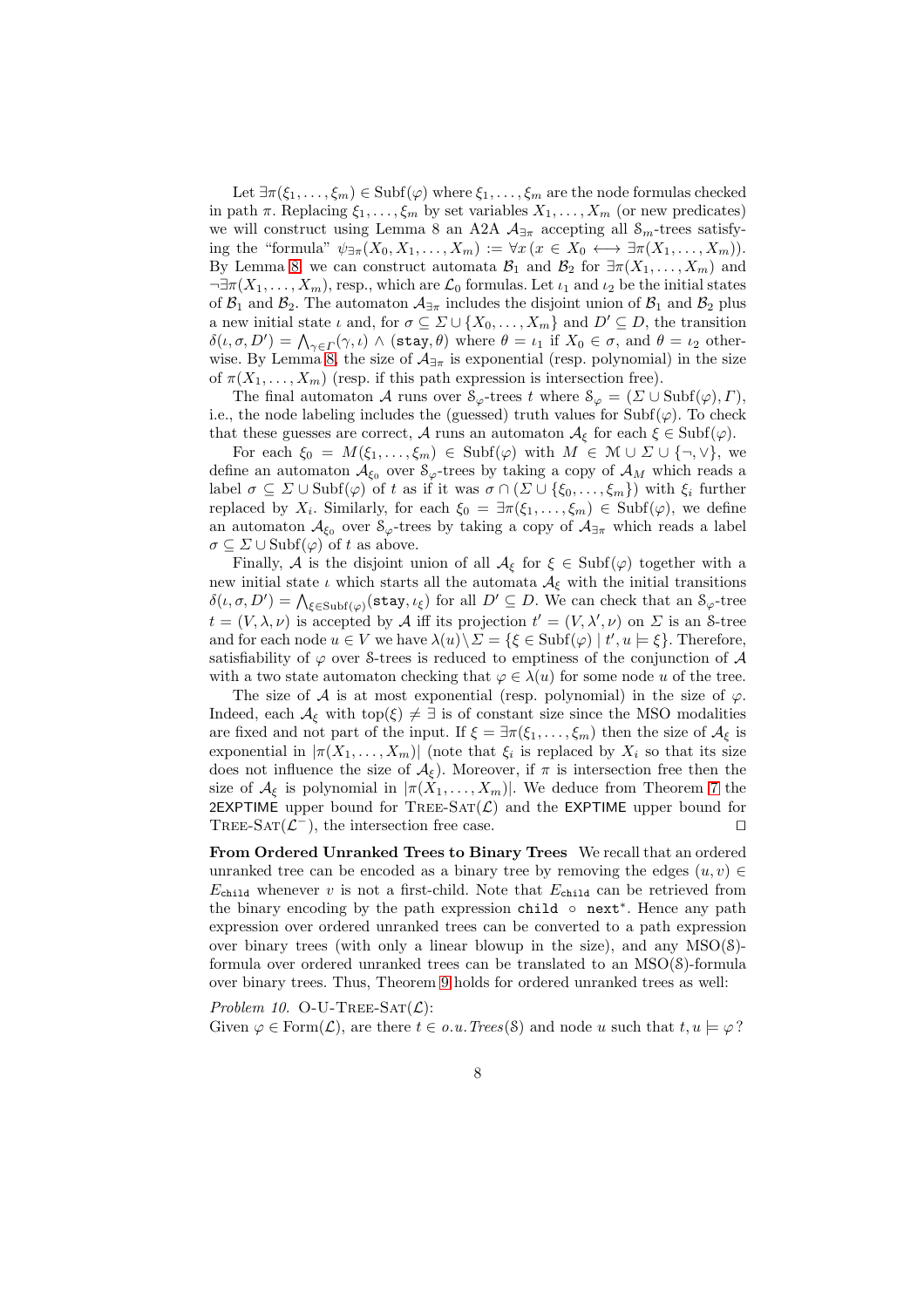Let $\exists\pi(\xi_1,\ldots,\xi_m) \in \mathrm{Subf}(\varphi)$ where $\xi_1,\ldots,\xi_m$ are the node formulas checked in path $\pi$. Replacing $\xi_1,\ldots,\xi_m$ by set variables $X_1,\ldots,X_m$ (or new predicates) we will construct using Lemma 8 an A2A $\mathcal{A}_{\exists\pi}$ accepting all $\mathcal{S}_m$-trees satisfying the "formula" $\psi_{\exists\pi}(X_0,X_1,\ldots,X_m) := \forall x\,(x \in X_0 \longleftrightarrow \exists\pi(X_1,\ldots,X_m))$. By Lemma 8, we can construct automata $\mathcal{B}_1$ and $\mathcal{B}_2$ for $\exists\pi(X_1,\ldots,X_m)$ and $\neg\exists\pi(X_1,\ldots,X_m)$, resp., which are $\mathcal{L}_0$ formulas. Let $\iota_1$ and $\iota_2$ be the initial states of $\mathcal{B}_1$ and $\mathcal{B}_2$. The automaton $\mathcal{A}_{\exists\pi}$ includes the disjoint union of $\mathcal{B}_1$ and $\mathcal{B}_2$ plus a new initial state $\iota$ and, for $\sigma \subseteq \Sigma \cup \{X_0,\ldots,X_m\}$ and $D' \subseteq D$, the transition $\delta(\iota,\sigma,D') = \bigwedge_{\gamma\in\Gamma}(\gamma,\iota) \wedge (\mathtt{stay},\theta)$ where $\theta = \iota_1$ if $X_0 \in \sigma$, and $\theta = \iota_2$ otherwise. By Lemma 8, the size of $\mathcal{A}_{\exists\pi}$ is exponential (resp. polynomial) in the size of $\pi(X_1,\ldots,X_m)$ (resp. if this path expression is intersection free).

The final automaton $\mathcal{A}$ runs over $\mathcal{S}_\varphi$-trees $t$ where $\mathcal{S}_\varphi = (\Sigma \cup \mathrm{Subf}(\varphi), \Gamma)$, i.e., the node labeling includes the (guessed) truth values for $\mathrm{Subf}(\varphi)$. To check that these guesses are correct, $\mathcal{A}$ runs an automaton $\mathcal{A}_\xi$ for each $\xi \in \mathrm{Subf}(\varphi)$.

For each $\xi_0 = M(\xi_1,\ldots,\xi_m) \in \mathrm{Subf}(\varphi)$ with $M \in \mathcal{M} \cup \Sigma \cup \{\neg,\vee\}$, we define an automaton $\mathcal{A}_{\xi_0}$ over $\mathcal{S}_\varphi$-trees by taking a copy of $\mathcal{A}_M$ which reads a label $\sigma \subseteq \Sigma \cup \mathrm{Subf}(\varphi)$ of $t$ as if it was $\sigma \cap (\Sigma \cup \{\xi_0,\ldots,\xi_m\})$ with $\xi_i$ further replaced by $X_i$. Similarly, for each $\xi_0 = \exists\pi(\xi_1,\ldots,\xi_m) \in \mathrm{Subf}(\varphi)$, we define an automaton $\mathcal{A}_{\xi_0}$ over $\mathcal{S}_\varphi$-trees by taking a copy of $\mathcal{A}_{\exists\pi}$ which reads a label $\sigma \subseteq \Sigma \cup \mathrm{Subf}(\varphi)$ of $t$ as above.

Finally, $\mathcal{A}$ is the disjoint union of all $\mathcal{A}_\xi$ for $\xi \in \mathrm{Subf}(\varphi)$ together with a new initial state $\iota$ which starts all the automata $\mathcal{A}_\xi$ with the initial transitions $\delta(\iota,\sigma,D') = \bigwedge_{\xi\in\mathrm{Subf}(\varphi)}(\mathtt{stay},\iota_\xi)$ for all $D' \subseteq D$. We can check that an $\mathcal{S}_\varphi$-tree $t = (V,\lambda,\nu)$ is accepted by $\mathcal{A}$ iff its projection $t' = (V,\lambda',\nu)$ on $\Sigma$ is an $\mathcal{S}$-tree and for each node $u \in V$ we have $\lambda(u) \setminus \Sigma = \{\xi \in \mathrm{Subf}(\varphi) \mid t',u \models \xi\}$. Therefore, satisfiability of $\varphi$ over $\mathcal{S}$-trees is reduced to emptiness of the conjunction of $\mathcal{A}$ with a two state automaton checking that $\varphi \in \lambda(u)$ for some node $u$ of the tree.

The size of $\mathcal{A}$ is at most exponential (resp. polynomial) in the size of $\varphi$. Indeed, each $\mathcal{A}_\xi$ with $\mathrm{top}(\xi) \neq \exists$ is of constant size since the MSO modalities are fixed and not part of the input. If $\xi = \exists\pi(\xi_1,\ldots,\xi_m)$ then the size of $\mathcal{A}_\xi$ is exponential in $|\pi(X_1,\ldots,X_m)|$ (note that $\xi_i$ is replaced by $X_i$ so that its size does not influence the size of $\mathcal{A}_\xi$). Moreover, if $\pi$ is intersection free then the size of $\mathcal{A}_\xi$ is polynomial in $|\pi(X_1,\ldots,X_m)|$. We deduce from Theorem 7 the 2EXPTIME upper bound for TREE-SAT($\mathcal{L}$) and the EXPTIME upper bound for TREE-SAT($\mathcal{L}^-$), the intersection free case. ◻

**From Ordered Unranked Trees to Binary Trees** We recall that an ordered unranked tree can be encoded as a binary tree by removing the edges $(u,v) \in E_{\mathtt{child}}$ whenever $v$ is not a first-child. Note that $E_{\mathtt{child}}$ can be retrieved from the binary encoding by the path expression $\mathtt{child} \circ \mathtt{next}^*$. Hence any path expression over ordered unranked trees can be converted to a path expression over binary trees (with only a linear blowup in the size), and any MSO($\mathcal{S}$)-formula over ordered unranked trees can be translated to an MSO($\mathcal{S}$)-formula over binary trees. Thus, Theorem 9 holds for ordered unranked trees as well:

*Problem 10.* O-U-TREE-SAT($\mathcal{L}$):
Given $\varphi \in \mathrm{Form}(\mathcal{L})$, are there $t \in o.u.Trees(\mathcal{S})$ and node $u$ such that $t,u \models \varphi$?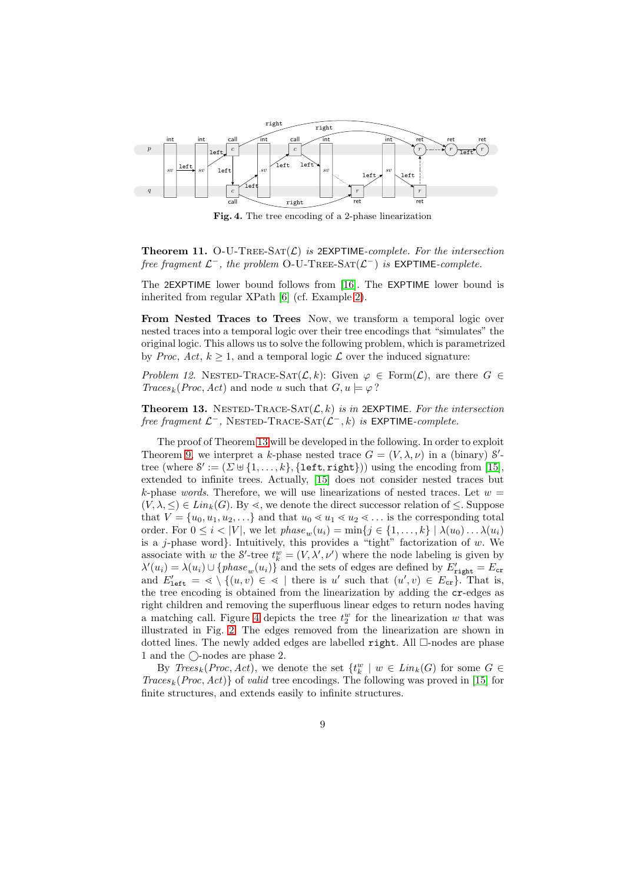**Fig. 4.** The tree encoding of a 2-phase linearization

**Theorem 11.** O-U-TREE-SAT($\mathcal{L}$) *is* 2EXPTIME*-complete. For the intersection free fragment* $\mathcal{L}^-$*, the problem* O-U-TREE-SAT($\mathcal{L}^-$) *is* EXPTIME*-complete.*

The 2EXPTIME lower bound follows from [16]. The EXPTIME lower bound is inherited from regular XPath [6] (cf. Example 2).

**From Nested Traces to Trees** Now, we transform a temporal logic over nested traces into a temporal logic over their tree encodings that "simulates" the original logic. This allows us to solve the following problem, which is parametrized by *Proc*, *Act*, $k \geq 1$, and a temporal logic $\mathcal{L}$ over the induced signature:

*Problem 12.* NESTED-TRACE-SAT($\mathcal{L}, k$): Given $\varphi \in \mathrm{Form}(\mathcal{L})$, are there $G \in Traces_k(Proc, Act)$ and node $u$ such that $G, u \models \varphi$?

**Theorem 13.** NESTED-TRACE-SAT($\mathcal{L}, k$) *is in* 2EXPTIME*. For the intersection free fragment* $\mathcal{L}^-$*,* NESTED-TRACE-SAT($\mathcal{L}^-, k$) *is* EXPTIME*-complete.*

The proof of Theorem 13 will be developed in the following. In order to exploit Theorem 9, we interpret a $k$-phase nested trace $G = (V, \lambda, \nu)$ in a (binary) $\mathcal{S}'$-tree (where $\mathcal{S}' := (\Sigma \uplus \{1, \ldots, k\}, \{\mathtt{left}, \mathtt{right}\})$) using the encoding from [15], extended to infinite trees. Actually, [15] does not consider nested traces but $k$-phase *words*. Therefore, we will use linearizations of nested traces. Let $w = (V, \lambda, \leq) \in Lin_k(G)$. By $\lessdot$, we denote the direct successor relation of $\leq$. Suppose that $V = \{u_0, u_1, u_2, \ldots\}$ and that $u_0 \lessdot u_1 \lessdot u_2 \lessdot \ldots$ is the corresponding total order. For $0 \leq i < |V|$, we let $phase_w(u_i) = \min\{j \in \{1, \ldots, k\} \mid \lambda(u_0) \ldots \lambda(u_i)$ is a $j$-phase word$\}$. Intuitively, this provides a "tight" factorization of $w$. We associate with $w$ the $\mathcal{S}'$-tree $t_k^w = (V, \lambda', \nu')$ where the node labeling is given by $\lambda'(u_i) = \lambda(u_i) \cup \{phase_w(u_i)\}$ and the sets of edges are defined by $E'_{\mathtt{right}} = E_{\mathtt{cr}}$ and $E'_{\mathtt{left}} = \lessdot \setminus \{(u, v) \in \lessdot \mid$ there is $u'$ such that $(u', v) \in E_{\mathtt{cr}}\}$. That is, the tree encoding is obtained from the linearization by adding the $\mathtt{cr}$-edges as right children and removing the superfluous linear edges to return nodes having a matching call. Figure 4 depicts the tree $t_2^w$ for the linearization $w$ that was illustrated in Fig. 2. The edges removed from the linearization are shown in dotted lines. The newly added edges are labelled $\mathtt{right}$. All $\Box$-nodes are phase 1 and the $\bigcirc$-nodes are phase 2.

By $Trees_k(Proc, Act)$, we denote the set $\{t_k^w \mid w \in Lin_k(G)$ for some $G \in Traces_k(Proc, Act)\}$ of *valid* tree encodings. The following was proved in [15] for finite structures, and extends easily to infinite structures.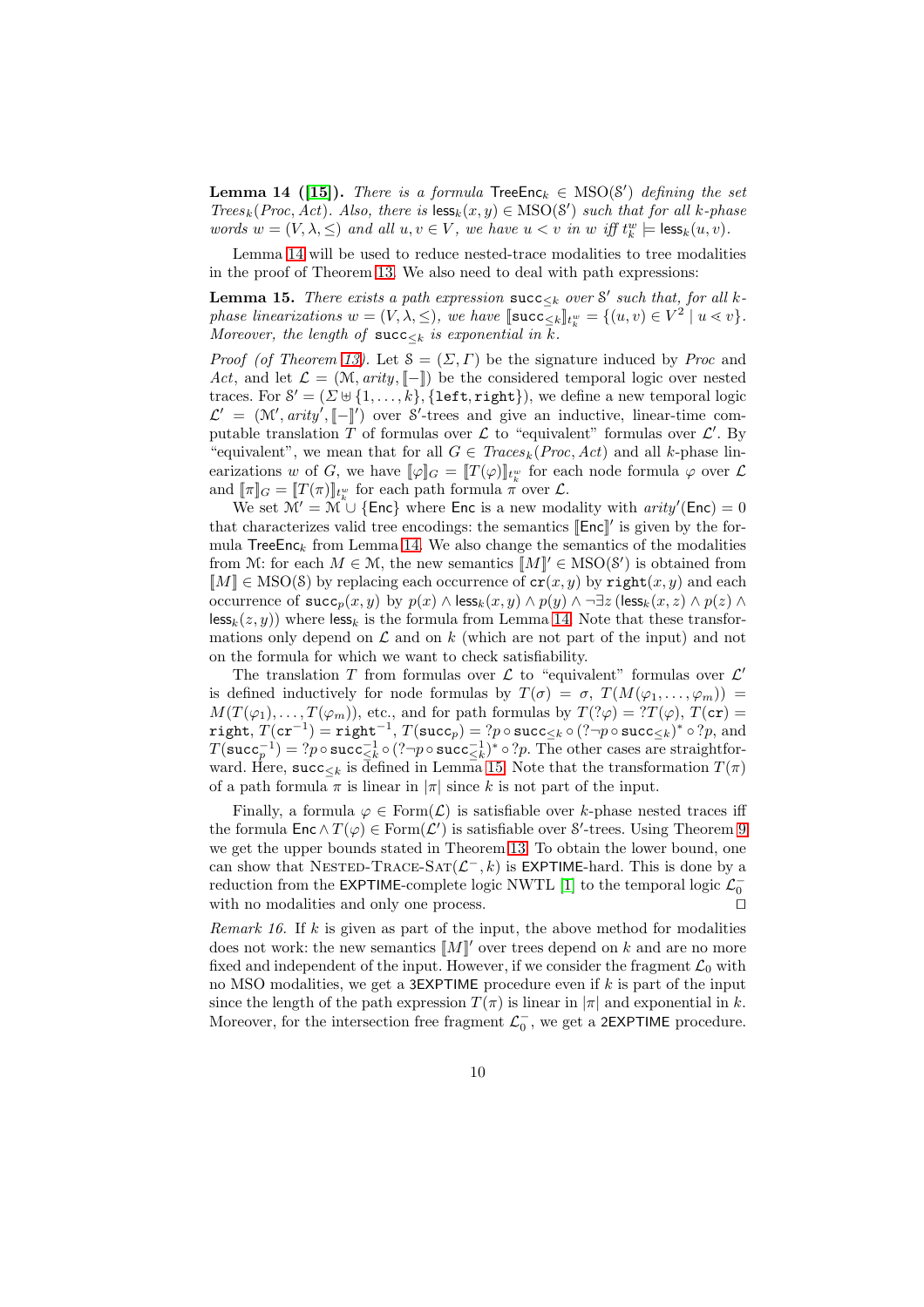**Lemma 14 ([15]).** *There is a formula* $\mathsf{TreeEnc}_k \in \mathrm{MSO}(\mathcal{S}')$ *defining the set* $\mathit{Trees}_k(\mathit{Proc}, \mathit{Act})$*. Also, there is* $\mathsf{less}_k(x, y) \in \mathrm{MSO}(\mathcal{S}')$ *such that for all* $k$*-phase words* $w = (V, \lambda, \leq)$ *and all* $u, v \in V$*, we have* $u < v$ *in* $w$ *iff* $t_k^w \models \mathsf{less}_k(u, v)$*.*

Lemma 14 will be used to reduce nested-trace modalities to tree modalities in the proof of Theorem 13. We also need to deal with path expressions:

**Lemma 15.** *There exists a path expression* $\mathtt{succ}_{\leq k}$ *over* $\mathcal{S}'$ *such that, for all* $k$*-phase linearizations* $w = (V, \lambda, \leq)$*, we have* $[\![\mathtt{succ}_{\leq k}]\!]_{t_k^w} = \{(u, v) \in V^2 \mid u \lessdot v\}$*. Moreover, the length of* $\mathtt{succ}_{\leq k}$ *is exponential in* $k$*.*

*Proof (of Theorem 13).* Let $\mathcal{S} = (\Sigma, \Gamma)$ be the signature induced by *Proc* and *Act*, and let $\mathcal{L} = (\mathcal{M}, \mathit{arity}, [\![-]\!])$ be the considered temporal logic over nested traces. For $\mathcal{S}' = (\Sigma \uplus \{1, \ldots, k\}, \{\mathtt{left}, \mathtt{right}\})$, we define a new temporal logic $\mathcal{L}' = (\mathcal{M}', \mathit{arity}', [\![-]\!]')$ over $\mathcal{S}'$-trees and give an inductive, linear-time computable translation $T$ of formulas over $\mathcal{L}$ to "equivalent" formulas over $\mathcal{L}'$. By "equivalent", we mean that for all $G \in \mathit{Traces}_k(\mathit{Proc}, \mathit{Act})$ and all $k$-phase linearizations $w$ of $G$, we have $[\![\varphi]\!]_G = [\![T(\varphi)]\!]_{t_k^w}$ for each node formula $\varphi$ over $\mathcal{L}$ and $[\![\pi]\!]_G = [\![T(\pi)]\!]_{t_k^w}$ for each path formula $\pi$ over $\mathcal{L}$.

We set $\mathcal{M}' = \mathcal{M} \cup \{\mathsf{Enc}\}$ where $\mathsf{Enc}$ is a new modality with $\mathit{arity}'(\mathsf{Enc}) = 0$ that characterizes valid tree encodings: the semantics $[\![\mathsf{Enc}]\!]'$ is given by the formula $\mathsf{TreeEnc}_k$ from Lemma 14. We also change the semantics of the modalities from $\mathcal{M}$: for each $M \in \mathcal{M}$, the new semantics $[\![M]\!]' \in \mathrm{MSO}(\mathcal{S}')$ is obtained from $[\![M]\!] \in \mathrm{MSO}(\mathcal{S})$ by replacing each occurrence of $\mathtt{cr}(x, y)$ by $\mathtt{right}(x, y)$ and each occurrence of $\mathtt{succ}_p(x, y)$ by $p(x) \wedge \mathsf{less}_k(x, y) \wedge p(y) \wedge \neg\exists z\, (\mathsf{less}_k(x, z) \wedge p(z) \wedge \mathsf{less}_k(z, y))$ where $\mathsf{less}_k$ is the formula from Lemma 14. Note that these transformations only depend on $\mathcal{L}$ and on $k$ (which are not part of the input) and not on the formula for which we want to check satisfiability.

The translation $T$ from formulas over $\mathcal{L}$ to "equivalent" formulas over $\mathcal{L}'$ is defined inductively for node formulas by $T(\sigma) = \sigma$, $T(M(\varphi_1, \ldots, \varphi_m)) = M(T(\varphi_1), \ldots, T(\varphi_m))$, etc., and for path formulas by $T(?\varphi) = ?T(\varphi)$, $T(\mathtt{cr}) = \mathtt{right}$, $T(\mathtt{cr}^{-1}) = \mathtt{right}^{-1}$, $T(\mathtt{succ}_p) = ?p \circ \mathtt{succ}_{\leq k} \circ (?\neg p \circ \mathtt{succ}_{\leq k})^* \circ ?p$, and $T(\mathtt{succ}_p^{-1}) = ?p \circ \mathtt{succ}_{\leq k}^{-1} \circ (?\neg p \circ \mathtt{succ}_{\leq k}^{-1})^* \circ ?p$. The other cases are straightforward. Here, $\mathtt{succ}_{\leq k}$ is defined in Lemma 15. Note that the transformation $T(\pi)$ of a path formula $\pi$ is linear in $|\pi|$ since $k$ is not part of the input.

Finally, a formula $\varphi \in \mathrm{Form}(\mathcal{L})$ is satisfiable over $k$-phase nested traces iff the formula $\mathsf{Enc} \wedge T(\varphi) \in \mathrm{Form}(\mathcal{L}')$ is satisfiable over $\mathcal{S}'$-trees. Using Theorem 9 we get the upper bounds stated in Theorem 13. To obtain the lower bound, one can show that $\textsc{Nested-Trace-Sat}(\mathcal{L}^-, k)$ is $\mathsf{EXPTIME}$-hard. This is done by a reduction from the $\mathsf{EXPTIME}$-complete logic NWTL [1] to the temporal logic $\mathcal{L}_0^-$ with no modalities and only one process. $\square$

*Remark 16.* If $k$ is given as part of the input, the above method for modalities does not work: the new semantics $[\![M]\!]'$ over trees depend on $k$ and are no more fixed and independent of the input. However, if we consider the fragment $\mathcal{L}_0$ with no MSO modalities, we get a $\mathsf{3EXPTIME}$ procedure even if $k$ is part of the input since the length of the path expression $T(\pi)$ is linear in $|\pi|$ and exponential in $k$. Moreover, for the intersection free fragment $\mathcal{L}_0^-$, we get a $\mathsf{2EXPTIME}$ procedure.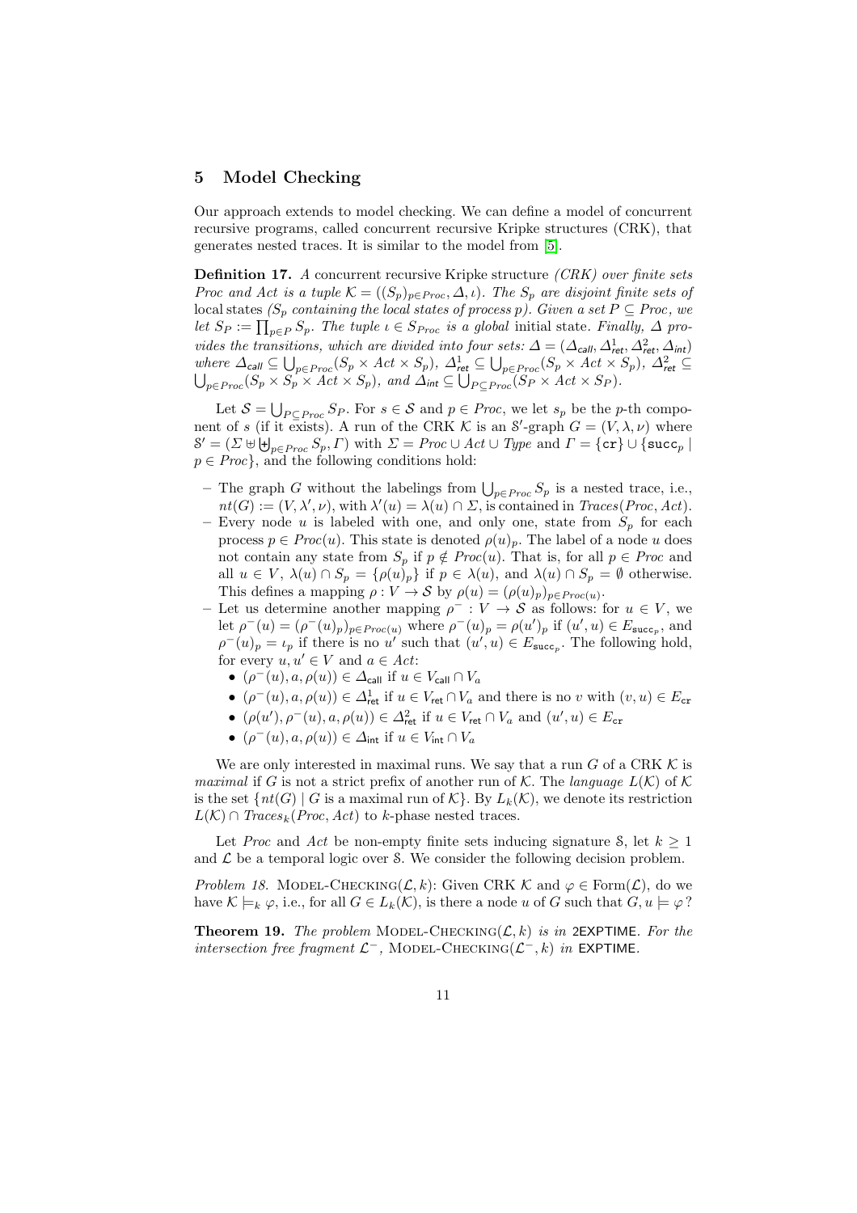## 5 Model Checking

Our approach extends to model checking. We can define a model of concurrent recursive programs, called concurrent recursive Kripke structures (CRK), that generates nested traces. It is similar to the model from [5].

**Definition 17.** *A* concurrent recursive Kripke structure *(CRK) over finite sets* $Proc$ *and* $Act$ *is a tuple* $\mathcal{K} = ((S_p)_{p \in Proc}, \Delta, \iota)$*. The* $S_p$ *are disjoint finite sets of* local states *(*$S_p$ *containing the local states of process* $p$*). Given a set* $P \subseteq Proc$*, we let* $S_P := \prod_{p \in P} S_p$*. The tuple* $\iota \in S_{Proc}$ *is a* global *initial state. Finally,* $\Delta$ *provides the transitions, which are divided into four sets:* $\Delta = (\Delta_{\mathsf{call}}, \Delta^1_{\mathsf{ret}}, \Delta^2_{\mathsf{ret}}, \Delta_{\mathsf{int}})$ *where* $\Delta_{\mathsf{call}} \subseteq \bigcup_{p \in Proc}(S_p \times Act \times S_p)$*,* $\Delta^1_{\mathsf{ret}} \subseteq \bigcup_{p \in Proc}(S_p \times Act \times S_p)$*,* $\Delta^2_{\mathsf{ret}} \subseteq \bigcup_{p \in Proc}(S_p \times S_p \times Act \times S_p)$*, and* $\Delta_{\mathsf{int}} \subseteq \bigcup_{P \subseteq Proc}(S_P \times Act \times S_P)$*.*

Let $\mathcal{S} = \bigcup_{P \subseteq Proc} S_P$. For $s \in \mathcal{S}$ and $p \in Proc$, we let $s_p$ be the $p$-th component of $s$ (if it exists). A run of the CRK $\mathcal{K}$ is an $\mathbb{S}'$-graph $G = (V, \lambda, \nu)$ where $\mathbb{S}' = (\Sigma \uplus \biguplus_{p \in Proc} S_p, \Gamma)$ with $\Sigma = Proc \cup Act \cup Type$ and $\Gamma = \{\mathtt{cr}\} \cup \{\mathtt{succ}_p \mid p \in Proc\}$, and the following conditions hold:

- The graph $G$ without the labelings from $\bigcup_{p \in Proc} S_p$ is a nested trace, i.e., $nt(G) := (V, \lambda', \nu)$, with $\lambda'(u) = \lambda(u) \cap \Sigma$, is contained in $Traces(Proc, Act)$.
- Every node $u$ is labeled with one, and only one, state from $S_p$ for each process $p \in Proc(u)$. This state is denoted $\rho(u)_p$. The label of a node $u$ does not contain any state from $S_p$ if $p \notin Proc(u)$. That is, for all $p \in Proc$ and all $u \in V$, $\lambda(u) \cap S_p = \{\rho(u)_p\}$ if $p \in \lambda(u)$, and $\lambda(u) \cap S_p = \emptyset$ otherwise. This defines a mapping $\rho : V \to \mathcal{S}$ by $\rho(u) = (\rho(u)_p)_{p \in Proc(u)}$.
- Let us determine another mapping $\rho^- : V \to \mathcal{S}$ as follows: for $u \in V$, we let $\rho^-(u) = (\rho^-(u)_p)_{p \in Proc(u)}$ where $\rho^-(u)_p = \rho(u')_p$ if $(u', u) \in E_{\mathtt{succ}_p}$, and $\rho^-(u)_p = \iota_p$ if there is no $u'$ such that $(u', u) \in E_{\mathtt{succ}_p}$. The following hold, for every $u, u' \in V$ and $a \in Act$:
  - $(\rho^-(u), a, \rho(u)) \in \Delta_{\mathsf{call}}$ if $u \in V_{\mathsf{call}} \cap V_a$
  - $(\rho^-(u), a, \rho(u)) \in \Delta^1_{\mathsf{ret}}$ if $u \in V_{\mathsf{ret}} \cap V_a$ and there is no $v$ with $(v, u) \in E_{\mathtt{cr}}$
  - $(\rho(u'), \rho^-(u), a, \rho(u)) \in \Delta^2_{\mathsf{ret}}$ if $u \in V_{\mathsf{ret}} \cap V_a$ and $(u', u) \in E_{\mathtt{cr}}$
  - $(\rho^-(u), a, \rho(u)) \in \Delta_{\mathsf{int}}$ if $u \in V_{\mathsf{int}} \cap V_a$

We are only interested in maximal runs. We say that a run $G$ of a CRK $\mathcal{K}$ is *maximal* if $G$ is not a strict prefix of another run of $\mathcal{K}$. The *language* $L(\mathcal{K})$ of $\mathcal{K}$ is the set $\{nt(G) \mid G \text{ is a maximal run of } \mathcal{K}\}$. By $L_k(\mathcal{K})$, we denote its restriction $L(\mathcal{K}) \cap Traces_k(Proc, Act)$ to $k$-phase nested traces.

Let $Proc$ and $Act$ be non-empty finite sets inducing signature $\mathbb{S}$, let $k \geq 1$ and $\mathcal{L}$ be a temporal logic over $\mathbb{S}$. We consider the following decision problem.

*Problem 18.* Model-Checking$(\mathcal{L}, k)$: Given CRK $\mathcal{K}$ and $\varphi \in \mathrm{Form}(\mathcal{L})$, do we have $\mathcal{K} \models_k \varphi$, i.e., for all $G \in L_k(\mathcal{K})$, is there a node $u$ of $G$ such that $G, u \models \varphi$?

**Theorem 19.** *The problem* Model-Checking$(\mathcal{L}, k)$ *is in* 2EXPTIME*. For the intersection free fragment* $\mathcal{L}^-$*,* Model-Checking$(\mathcal{L}^-, k)$ *in* EXPTIME*.*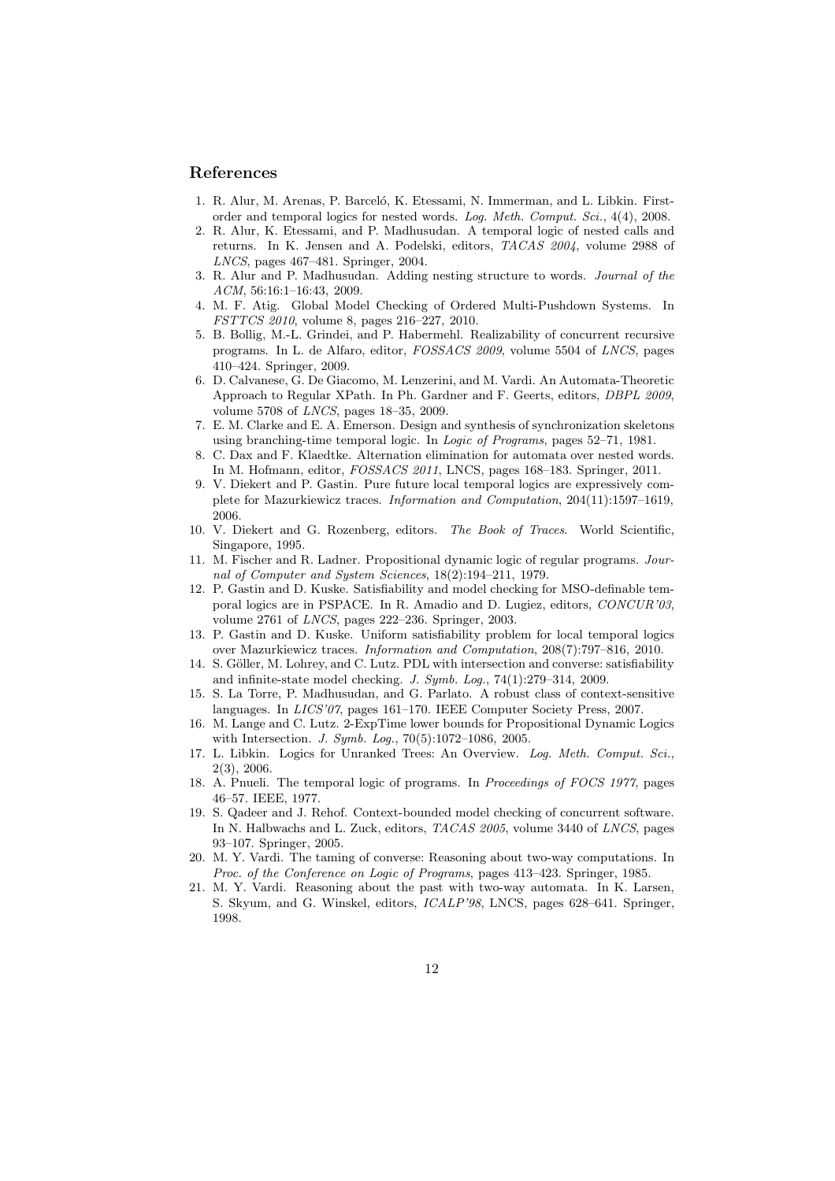## References

1. R. Alur, M. Arenas, P. Barceló, K. Etessami, N. Immerman, and L. Libkin. First-order and temporal logics for nested words. *Log. Meth. Comput. Sci.*, 4(4), 2008.
2. R. Alur, K. Etessami, and P. Madhusudan. A temporal logic of nested calls and returns. In K. Jensen and A. Podelski, editors, *TACAS 2004*, volume 2988 of *LNCS*, pages 467–481. Springer, 2004.
3. R. Alur and P. Madhusudan. Adding nesting structure to words. *Journal of the ACM*, 56:16:1–16:43, 2009.
4. M. F. Atig. Global Model Checking of Ordered Multi-Pushdown Systems. In *FSTTCS 2010*, volume 8, pages 216–227, 2010.
5. B. Bollig, M.-L. Grindei, and P. Habermehl. Realizability of concurrent recursive programs. In L. de Alfaro, editor, *FOSSACS 2009*, volume 5504 of *LNCS*, pages 410–424. Springer, 2009.
6. D. Calvanese, G. De Giacomo, M. Lenzerini, and M. Vardi. An Automata-Theoretic Approach to Regular XPath. In Ph. Gardner and F. Geerts, editors, *DBPL 2009*, volume 5708 of *LNCS*, pages 18–35, 2009.
7. E. M. Clarke and E. A. Emerson. Design and synthesis of synchronization skeletons using branching-time temporal logic. In *Logic of Programs*, pages 52–71, 1981.
8. C. Dax and F. Klaedtke. Alternation elimination for automata over nested words. In M. Hofmann, editor, *FOSSACS 2011*, LNCS, pages 168–183. Springer, 2011.
9. V. Diekert and P. Gastin. Pure future local temporal logics are expressively complete for Mazurkiewicz traces. *Information and Computation*, 204(11):1597–1619, 2006.
10. V. Diekert and G. Rozenberg, editors. *The Book of Traces*. World Scientific, Singapore, 1995.
11. M. Fischer and R. Ladner. Propositional dynamic logic of regular programs. *Journal of Computer and System Sciences*, 18(2):194–211, 1979.
12. P. Gastin and D. Kuske. Satisfiability and model checking for MSO-definable temporal logics are in PSPACE. In R. Amadio and D. Lugiez, editors, *CONCUR'03*, volume 2761 of *LNCS*, pages 222–236. Springer, 2003.
13. P. Gastin and D. Kuske. Uniform satisfiability problem for local temporal logics over Mazurkiewicz traces. *Information and Computation*, 208(7):797–816, 2010.
14. S. Göller, M. Lohrey, and C. Lutz. PDL with intersection and converse: satisfiability and infinite-state model checking. *J. Symb. Log.*, 74(1):279–314, 2009.
15. S. La Torre, P. Madhusudan, and G. Parlato. A robust class of context-sensitive languages. In *LICS'07*, pages 161–170. IEEE Computer Society Press, 2007.
16. M. Lange and C. Lutz. 2-ExpTime lower bounds for Propositional Dynamic Logics with Intersection. *J. Symb. Log.*, 70(5):1072–1086, 2005.
17. L. Libkin. Logics for Unranked Trees: An Overview. *Log. Meth. Comput. Sci.*, 2(3), 2006.
18. A. Pnueli. The temporal logic of programs. In *Proceedings of FOCS 1977*, pages 46–57. IEEE, 1977.
19. S. Qadeer and J. Rehof. Context-bounded model checking of concurrent software. In N. Halbwachs and L. Zuck, editors, *TACAS 2005*, volume 3440 of *LNCS*, pages 93–107. Springer, 2005.
20. M. Y. Vardi. The taming of converse: Reasoning about two-way computations. In *Proc. of the Conference on Logic of Programs*, pages 413–423. Springer, 1985.
21. M. Y. Vardi. Reasoning about the past with two-way automata. In K. Larsen, S. Skyum, and G. Winskel, editors, *ICALP'98*, LNCS, pages 628–641. Springer, 1998.